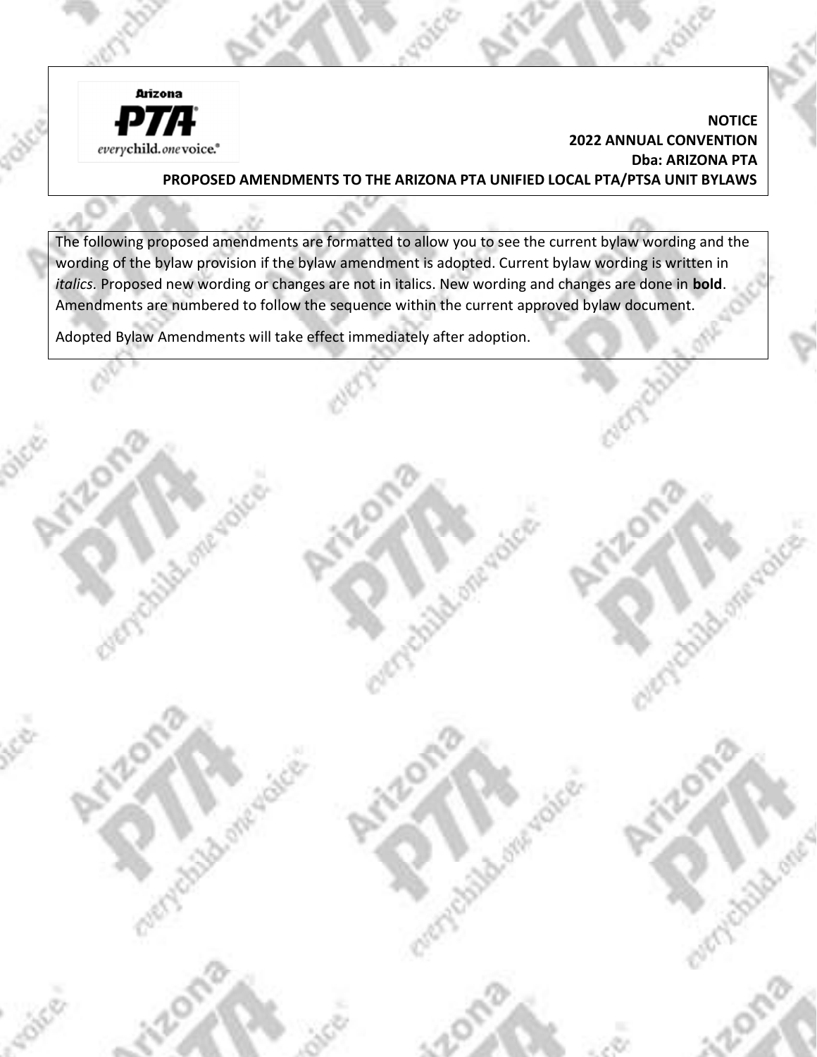**NOTICE**
**2022 ANNUAL CONVENTION**
**Dba: ARIZONA PTA**
**PROPOSED AMENDMENTS TO THE ARIZONA PTA UNIFIED LOCAL PTA/PTSA UNIT BYLAWS**

The following proposed amendments are formatted to allow you to see the current bylaw wording and the wording of the bylaw provision if the bylaw amendment is adopted. Current bylaw wording is written in *italics*. Proposed new wording or changes are not in italics. New wording and changes are done in **bold**. Amendments are numbered to follow the sequence within the current approved bylaw document.

Adopted Bylaw Amendments will take effect immediately after adoption.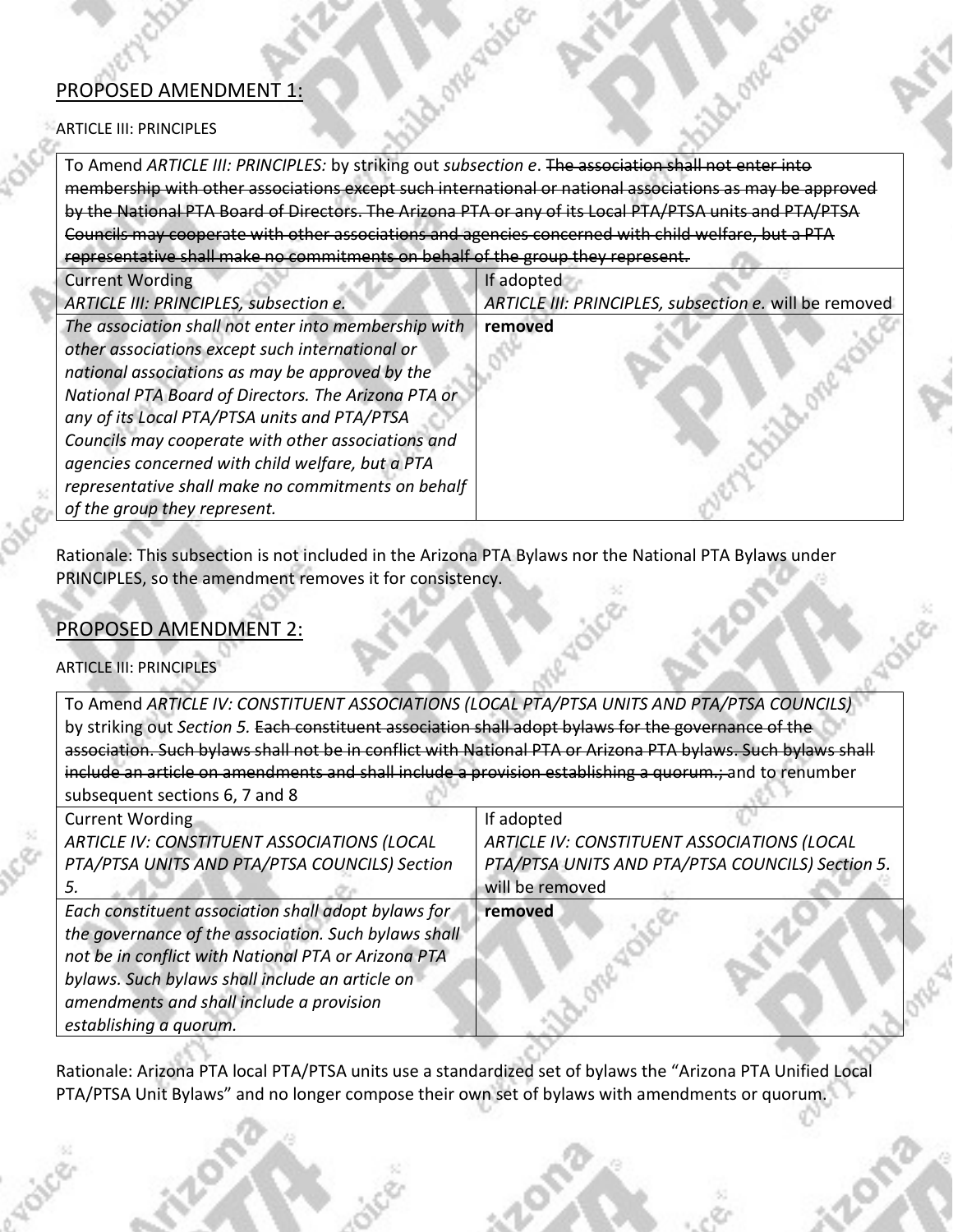## PROPOSED AMENDMENT 1:

ARTICLE III: PRINCIPLES

| To Amend *ARTICLE III: PRINCIPLES:* by striking out *subsection e*. ~~The association shall not enter into membership with other associations except such international or national associations as may be approved by the National PTA Board of Directors. The Arizona PTA or any of its Local PTA/PTSA units and PTA/PTSA Councils may cooperate with other associations and agencies concerned with child welfare, but a PTA representative shall make no commitments on behalf of the group they represent.~~ | |
|---|---|
| Current Wording<br>*ARTICLE III: PRINCIPLES, subsection e.* | If adopted<br>*ARTICLE III: PRINCIPLES, subsection e.* will be removed |
| *The association shall not enter into membership with other associations except such international or national associations as may be approved by the National PTA Board of Directors. The Arizona PTA or any of its Local PTA/PTSA units and PTA/PTSA Councils may cooperate with other associations and agencies concerned with child welfare, but a PTA representative shall make no commitments on behalf of the group they represent.* | **removed** |

Rationale: This subsection is not included in the Arizona PTA Bylaws nor the National PTA Bylaws under PRINCIPLES, so the amendment removes it for consistency.

## PROPOSED AMENDMENT 2:

ARTICLE III: PRINCIPLES

| To Amend *ARTICLE IV: CONSTITUENT ASSOCIATIONS (LOCAL PTA/PTSA UNITS AND PTA/PTSA COUNCILS)* by striking out *Section 5.* ~~Each constituent association shall adopt bylaws for the governance of the association. Such bylaws shall not be in conflict with National PTA or Arizona PTA bylaws. Such bylaws shall include an article on amendments and shall include a provision establishing a quorum.;~~ and to renumber subsequent sections 6, 7 and 8 | |
|---|---|
| Current Wording<br>*ARTICLE IV: CONSTITUENT ASSOCIATIONS (LOCAL PTA/PTSA UNITS AND PTA/PTSA COUNCILS) Section 5.* | If adopted<br>*ARTICLE IV: CONSTITUENT ASSOCIATIONS (LOCAL PTA/PTSA UNITS AND PTA/PTSA COUNCILS) Section 5.* will be removed |
| *Each constituent association shall adopt bylaws for the governance of the association. Such bylaws shall not be in conflict with National PTA or Arizona PTA bylaws. Such bylaws shall include an article on amendments and shall include a provision establishing a quorum.* | **removed** |

Rationale: Arizona PTA local PTA/PTSA units use a standardized set of bylaws the "Arizona PTA Unified Local PTA/PTSA Unit Bylaws" and no longer compose their own set of bylaws with amendments or quorum.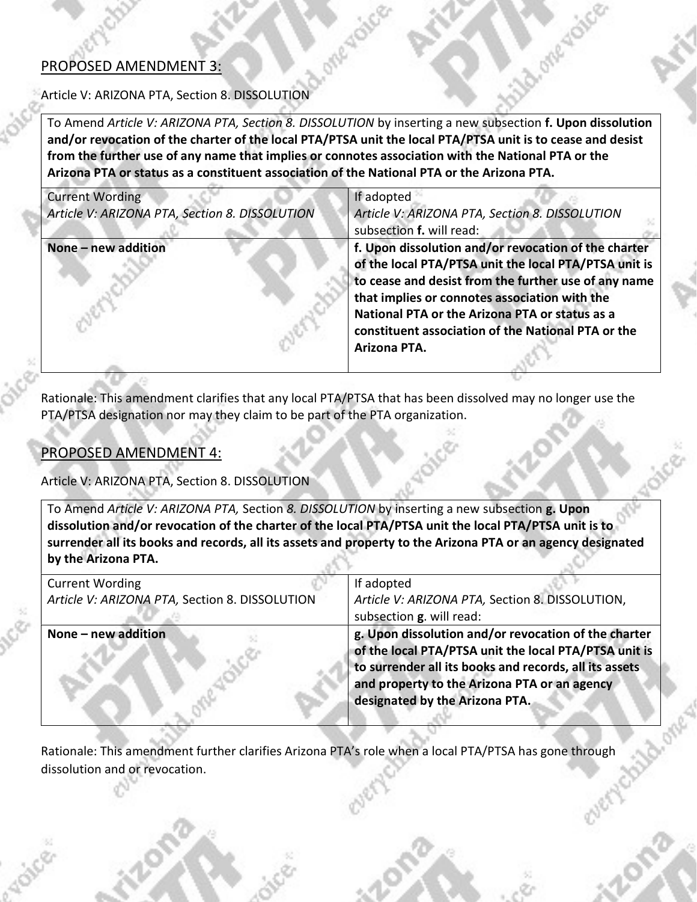## PROPOSED AMENDMENT 3:

Article V: ARIZONA PTA, Section 8. DISSOLUTION

To Amend *Article V: ARIZONA PTA, Section 8. DISSOLUTION* by inserting a new subsection **f. Upon dissolution and/or revocation of the charter of the local PTA/PTSA unit the local PTA/PTSA unit is to cease and desist from the further use of any name that implies or connotes association with the National PTA or the Arizona PTA or status as a constituent association of the National PTA or the Arizona PTA.**

| Current Wording<br>*Article V: ARIZONA PTA, Section 8. DISSOLUTION* | If adopted<br>*Article V: ARIZONA PTA, Section 8. DISSOLUTION* subsection **f.** will read: |
|---|---|
| **None – new addition** | **f. Upon dissolution and/or revocation of the charter of the local PTA/PTSA unit the local PTA/PTSA unit is to cease and desist from the further use of any name that implies or connotes association with the National PTA or the Arizona PTA or status as a constituent association of the National PTA or the Arizona PTA.** |

Rationale: This amendment clarifies that any local PTA/PTSA that has been dissolved may no longer use the PTA/PTSA designation nor may they claim to be part of the PTA organization.

## PROPOSED AMENDMENT 4:

Article V: ARIZONA PTA, Section 8. DISSOLUTION

To Amend *Article V: ARIZONA PTA,* Section *8. DISSOLUTION* by inserting a new subsection **g. Upon dissolution and/or revocation of the charter of the local PTA/PTSA unit the local PTA/PTSA unit is to surrender all its books and records, all its assets and property to the Arizona PTA or an agency designated by the Arizona PTA.**

| Current Wording<br>*Article V: ARIZONA PTA,* Section 8. DISSOLUTION | If adopted<br>*Article V: ARIZONA PTA,* Section 8. DISSOLUTION, subsection **g**. will read: |
|---|---|
| **None – new addition** | **g. Upon dissolution and/or revocation of the charter of the local PTA/PTSA unit the local PTA/PTSA unit is to surrender all its books and records, all its assets and property to the Arizona PTA or an agency designated by the Arizona PTA.** |

Rationale: This amendment further clarifies Arizona PTA's role when a local PTA/PTSA has gone through dissolution and or revocation.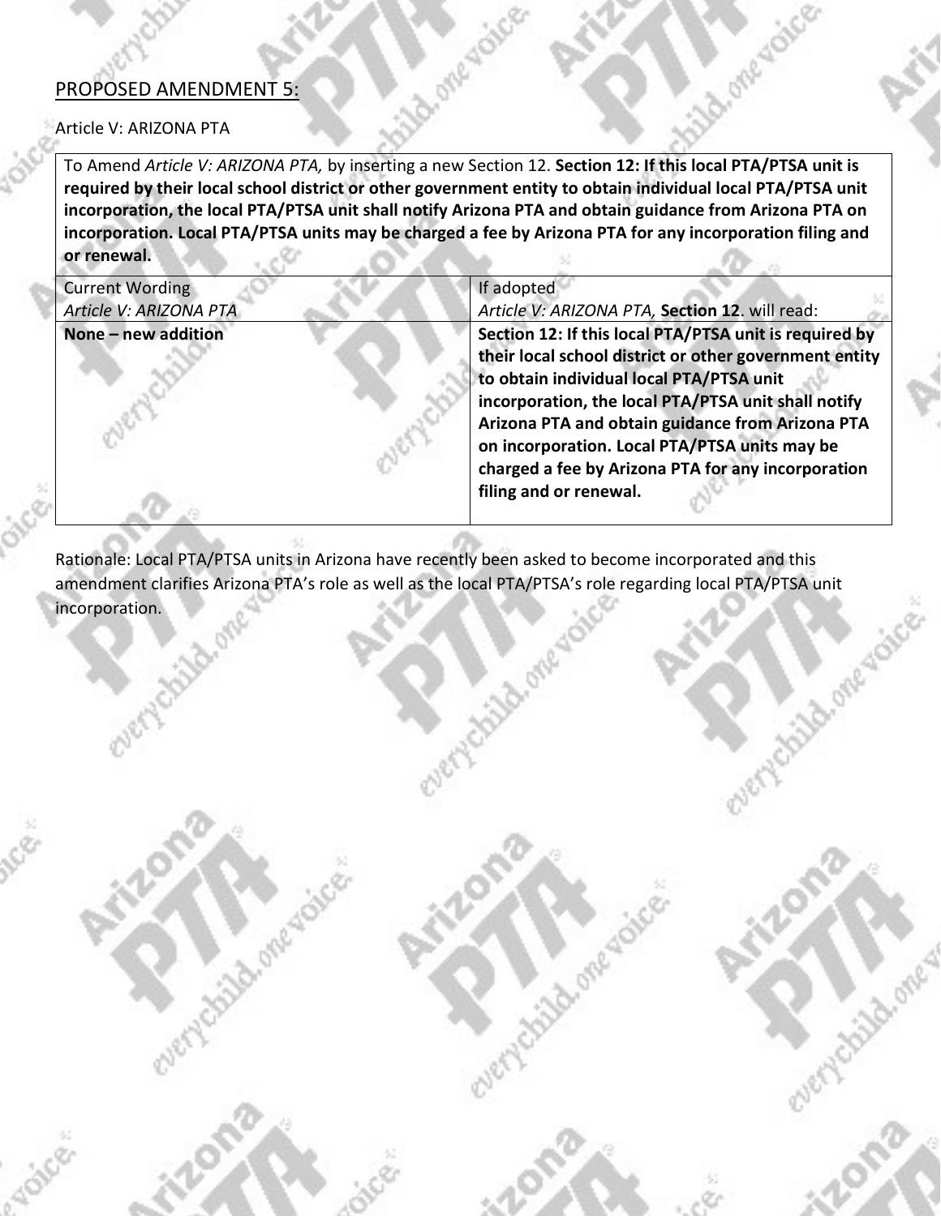PROPOSED AMENDMENT 5:

Article V: ARIZONA PTA

| To Amend *Article V: ARIZONA PTA,* by inserting a new Section 12. **Section 12: If this local PTA/PTSA unit is required by their local school district or other government entity to obtain individual local PTA/PTSA unit incorporation, the local PTA/PTSA unit shall notify Arizona PTA and obtain guidance from Arizona PTA on incorporation. Local PTA/PTSA units may be charged a fee by Arizona PTA for any incorporation filing and or renewal.** | |
|---|---|
| Current Wording<br>*Article V: ARIZONA PTA* | If adopted<br>*Article V: ARIZONA PTA,* **Section 12**. will read: |
| **None – new addition** | **Section 12: If this local PTA/PTSA unit is required by their local school district or other government entity to obtain individual local PTA/PTSA unit incorporation, the local PTA/PTSA unit shall notify Arizona PTA and obtain guidance from Arizona PTA on incorporation. Local PTA/PTSA units may be charged a fee by Arizona PTA for any incorporation filing and or renewal.** |

Rationale: Local PTA/PTSA units in Arizona have recently been asked to become incorporated and this amendment clarifies Arizona PTA's role as well as the local PTA/PTSA's role regarding local PTA/PTSA unit incorporation.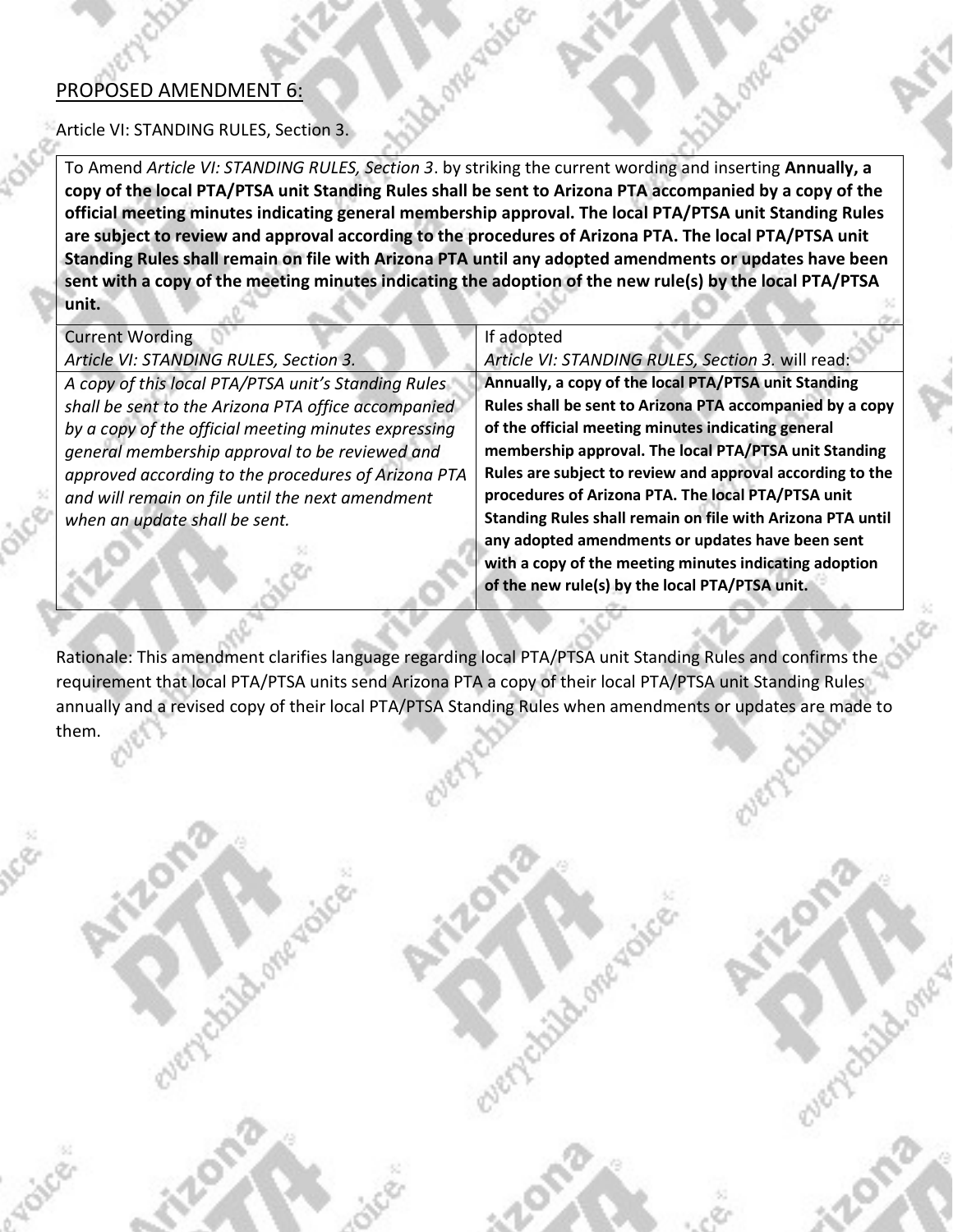PROPOSED AMENDMENT 6:

Article VI: STANDING RULES, Section 3.

To Amend *Article VI: STANDING RULES, Section 3*. by striking the current wording and inserting **Annually, a copy of the local PTA/PTSA unit Standing Rules shall be sent to Arizona PTA accompanied by a copy of the official meeting minutes indicating general membership approval. The local PTA/PTSA unit Standing Rules are subject to review and approval according to the procedures of Arizona PTA. The local PTA/PTSA unit Standing Rules shall remain on file with Arizona PTA until any adopted amendments or updates have been sent with a copy of the meeting minutes indicating the adoption of the new rule(s) by the local PTA/PTSA unit.**

| Current Wording<br>*Article VI: STANDING RULES, Section 3.* | If adopted<br>*Article VI: STANDING RULES, Section 3.* will read: |
|---|---|
| *A copy of this local PTA/PTSA unit's Standing Rules shall be sent to the Arizona PTA office accompanied by a copy of the official meeting minutes expressing general membership approval to be reviewed and approved according to the procedures of Arizona PTA and will remain on file until the next amendment when an update shall be sent.* | **Annually, a copy of the local PTA/PTSA unit Standing Rules shall be sent to Arizona PTA accompanied by a copy of the official meeting minutes indicating general membership approval. The local PTA/PTSA unit Standing Rules are subject to review and approval according to the procedures of Arizona PTA. The local PTA/PTSA unit Standing Rules shall remain on file with Arizona PTA until any adopted amendments or updates have been sent with a copy of the meeting minutes indicating adoption of the new rule(s) by the local PTA/PTSA unit.** |

Rationale: This amendment clarifies language regarding local PTA/PTSA unit Standing Rules and confirms the requirement that local PTA/PTSA units send Arizona PTA a copy of their local PTA/PTSA unit Standing Rules annually and a revised copy of their local PTA/PTSA Standing Rules when amendments or updates are made to them.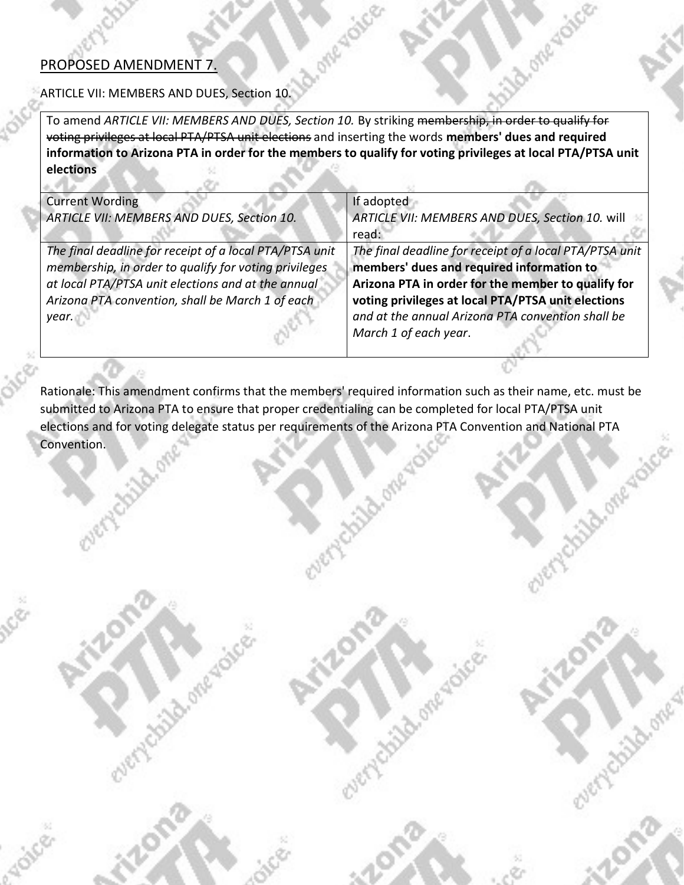PROPOSED AMENDMENT 7.

ARTICLE VII: MEMBERS AND DUES, Section 10.

| To amend *ARTICLE VII: MEMBERS AND DUES, Section 10.* By striking ~~membership, in order to qualify for voting privileges at local PTA/PTSA unit elections~~ and inserting the words **members' dues and required information to Arizona PTA in order for the members to qualify for voting privileges at local PTA/PTSA unit elections** | |
|---|---|
| Current Wording<br>*ARTICLE VII: MEMBERS AND DUES, Section 10.* | If adopted<br>*ARTICLE VII: MEMBERS AND DUES, Section 10.* will read: |
| *The final deadline for receipt of a local PTA/PTSA unit membership, in order to qualify for voting privileges at local PTA/PTSA unit elections and at the annual Arizona PTA convention, shall be March 1 of each year.* | *The final deadline for receipt of a local PTA/PTSA unit* **members' dues and required information to Arizona PTA in order for the member to qualify for voting privileges at local PTA/PTSA unit elections** *and at the annual Arizona PTA convention shall be March 1 of each year*. |

Rationale: This amendment confirms that the members' required information such as their name, etc. must be submitted to Arizona PTA to ensure that proper credentialing can be completed for local PTA/PTSA unit elections and for voting delegate status per requirements of the Arizona PTA Convention and National PTA Convention.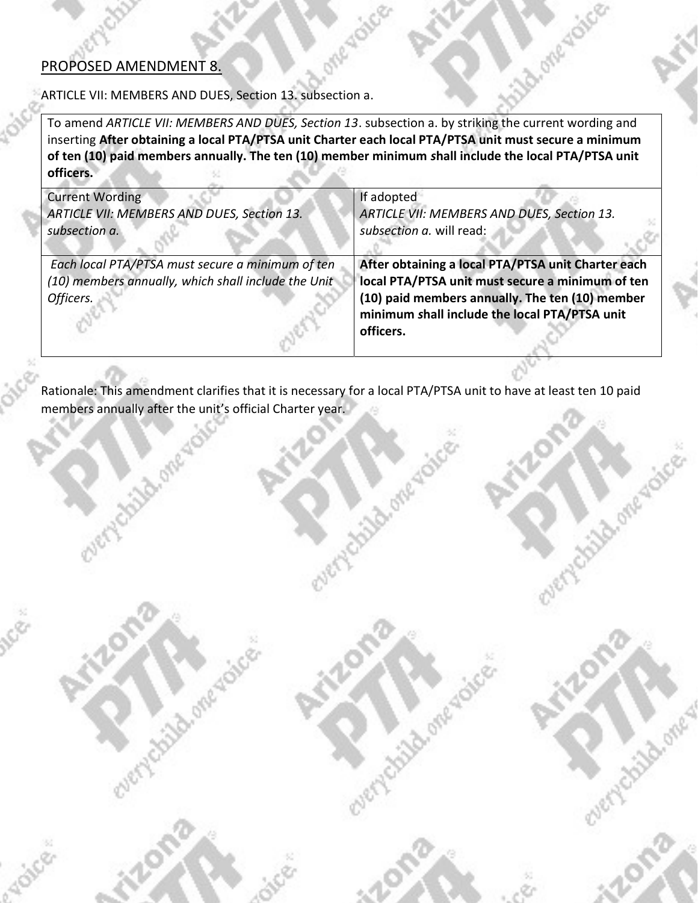PROPOSED AMENDMENT 8.

ARTICLE VII: MEMBERS AND DUES, Section 13. subsection a.

| To amend *ARTICLE VII: MEMBERS AND DUES, Section 13*. subsection a. by striking the current wording and inserting **After obtaining a local PTA/PTSA unit Charter each local PTA/PTSA unit must secure a minimum of ten (10) paid members annually. The ten (10) member minimum *s*hall include the local PTA/PTSA unit officers.** | |
|---|---|
| Current Wording<br>*ARTICLE VII: MEMBERS AND DUES, Section 13. subsection a.* | If adopted<br>*ARTICLE VII: MEMBERS AND DUES, Section 13. subsection a.* will read: |
| *Each local PTA/PTSA must secure a minimum of ten (10) members annually, which shall include the Unit Officers.* | **After obtaining a local PTA/PTSA unit Charter each local PTA/PTSA unit must secure a minimum of ten (10) paid members annually. The ten (10) member minimum *s*hall include the local PTA/PTSA unit officers.** |

Rationale: This amendment clarifies that it is necessary for a local PTA/PTSA unit to have at least ten 10 paid members annually after the unit's official Charter year.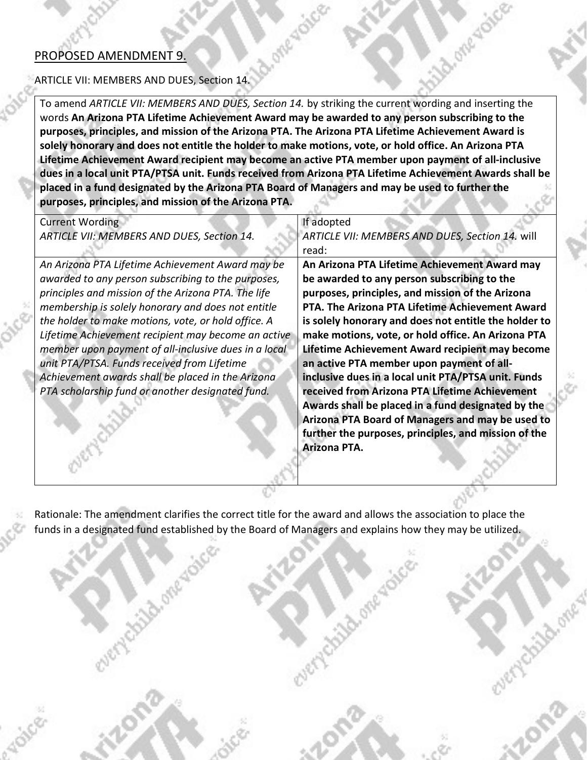<u>PROPOSED AMENDMENT 9.</u>

ARTICLE VII: MEMBERS AND DUES, Section 14.

To amend *ARTICLE VII: MEMBERS AND DUES, Section 14.* by striking the current wording and inserting the words **An Arizona PTA Lifetime Achievement Award may be awarded to any person subscribing to the purposes, principles, and mission of the Arizona PTA. The Arizona PTA Lifetime Achievement Award is solely honorary and does not entitle the holder to make motions, vote, or hold office. An Arizona PTA Lifetime Achievement Award recipient may become an active PTA member upon payment of all-inclusive dues in a local unit PTA/PTSA unit. Funds received from Arizona PTA Lifetime Achievement Awards shall be placed in a fund designated by the Arizona PTA Board of Managers and may be used to further the purposes, principles, and mission of the Arizona PTA.**

| Current Wording<br>*ARTICLE VII: MEMBERS AND DUES, Section 14.* | If adopted<br>*ARTICLE VII: MEMBERS AND DUES, Section 14.* will read: |
|---|---|
| *An Arizona PTA Lifetime Achievement Award may be awarded to any person subscribing to the purposes, principles and mission of the Arizona PTA. The life membership is solely honorary and does not entitle the holder to make motions, vote, or hold office. A Lifetime Achievement recipient may become an active member upon payment of all-inclusive dues in a local unit PTA/PTSA. Funds received from Lifetime Achievement awards shall be placed in the Arizona PTA scholarship fund or another designated fund.* | **An Arizona PTA Lifetime Achievement Award may be awarded to any person subscribing to the purposes, principles, and mission of the Arizona PTA. The Arizona PTA Lifetime Achievement Award is solely honorary and does not entitle the holder to make motions, vote, or hold office. An Arizona PTA Lifetime Achievement Award recipient may become an active PTA member upon payment of all-inclusive dues in a local unit PTA/PTSA unit. Funds received from Arizona PTA Lifetime Achievement Awards shall be placed in a fund designated by the Arizona PTA Board of Managers and may be used to further the purposes, principles, and mission of the Arizona PTA.** |

Rationale: The amendment clarifies the correct title for the award and allows the association to place the funds in a designated fund established by the Board of Managers and explains how they may be utilized.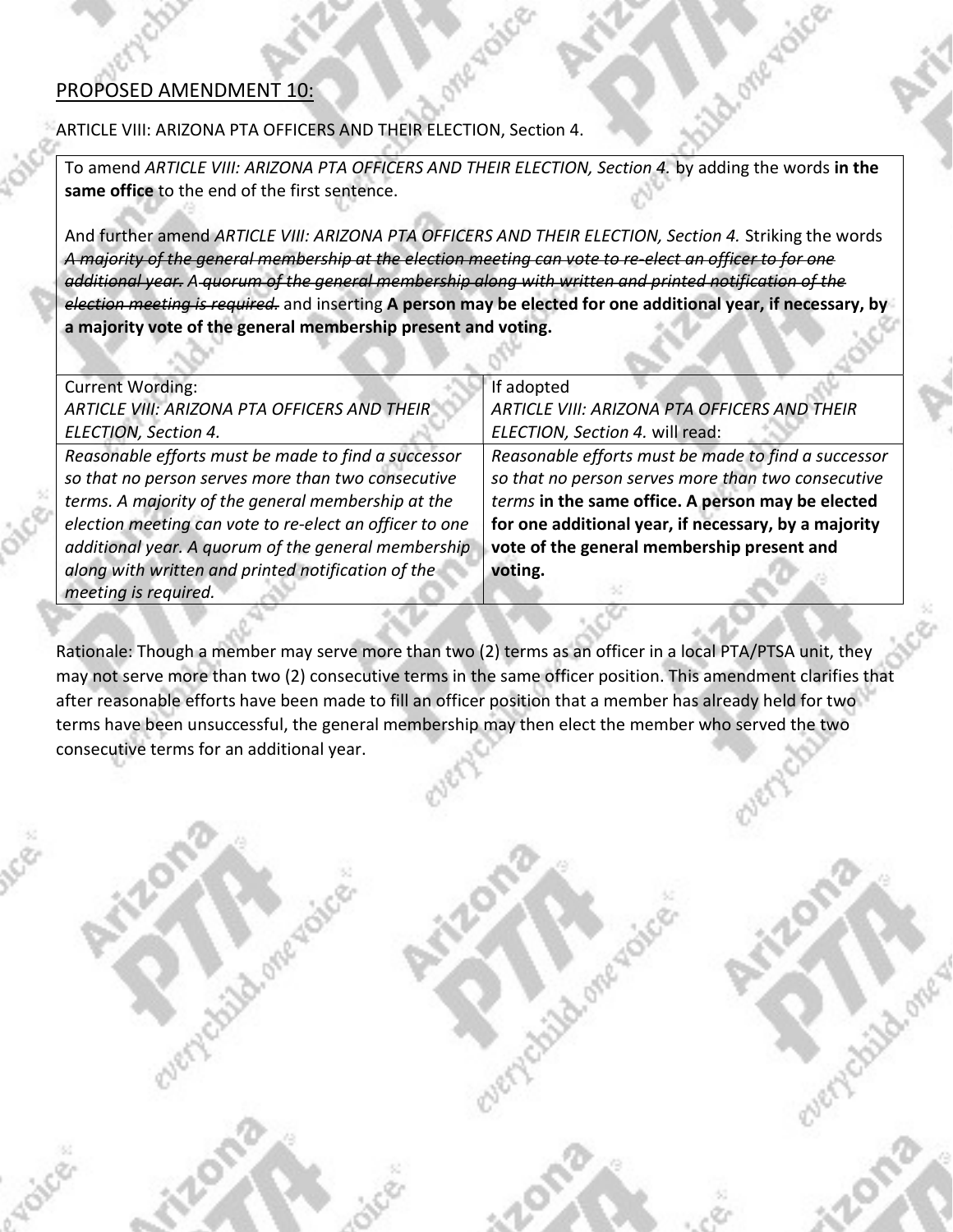PROPOSED AMENDMENT 10:

ARTICLE VIII: ARIZONA PTA OFFICERS AND THEIR ELECTION, Section 4.

To amend *ARTICLE VIII: ARIZONA PTA OFFICERS AND THEIR ELECTION, Section 4.* by adding the words **in the same office** to the end of the first sentence.

And further amend *ARTICLE VIII: ARIZONA PTA OFFICERS AND THEIR ELECTION, Section 4.* Striking the words ~~*A majority of the general membership at the election meeting can vote to re-elect an officer to for one additional year. A quorum of the general membership along with written and printed notification of the election meeting is required.*~~ and inserting **A person may be elected for one additional year, if necessary, by a majority vote of the general membership present and voting.**

| Current Wording: *ARTICLE VIII: ARIZONA PTA OFFICERS AND THEIR ELECTION, Section 4.* | If adopted *ARTICLE VIII: ARIZONA PTA OFFICERS AND THEIR ELECTION, Section 4.* will read: |
|---|---|
| *Reasonable efforts must be made to find a successor so that no person serves more than two consecutive terms. A majority of the general membership at the election meeting can vote to re-elect an officer to one additional year. A quorum of the general membership along with written and printed notification of the meeting is required.* | *Reasonable efforts must be made to find a successor so that no person serves more than two consecutive terms* **in the same office. A person may be elected for one additional year, if necessary, by a majority vote of the general membership present and voting.** |

Rationale: Though a member may serve more than two (2) terms as an officer in a local PTA/PTSA unit, they may not serve more than two (2) consecutive terms in the same officer position. This amendment clarifies that after reasonable efforts have been made to fill an officer position that a member has already held for two terms have been unsuccessful, the general membership may then elect the member who served the two consecutive terms for an additional year.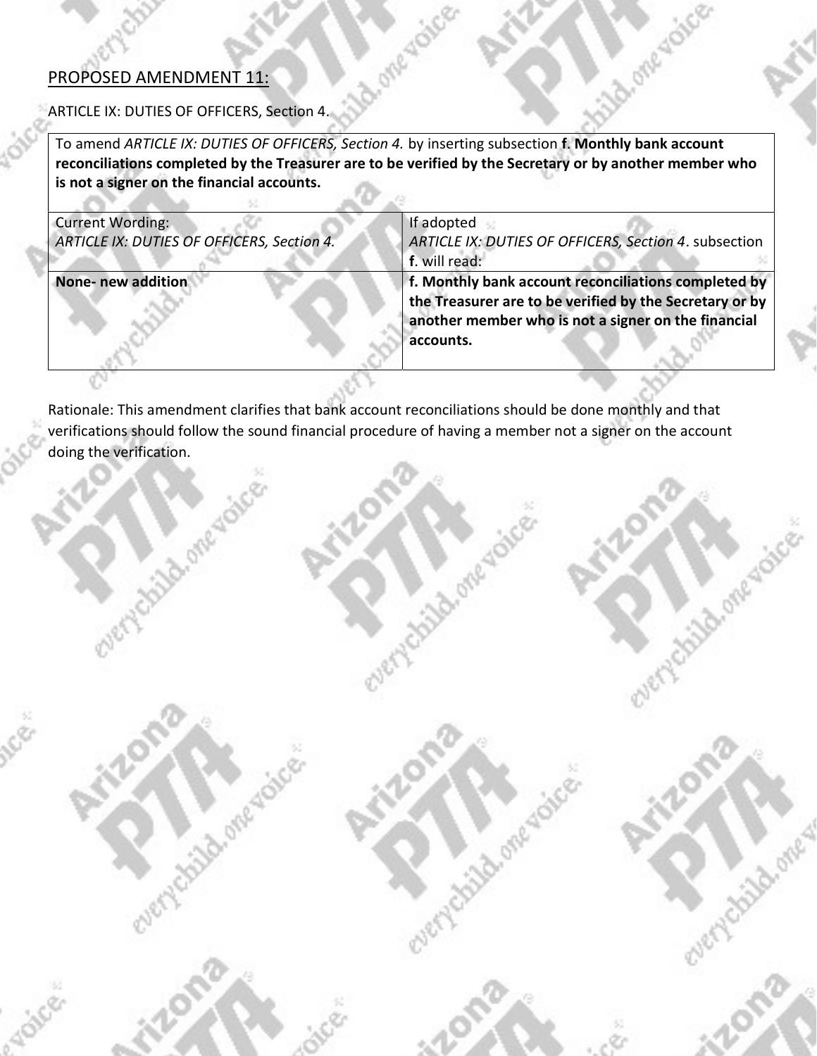## PROPOSED AMENDMENT 11:

ARTICLE IX: DUTIES OF OFFICERS, Section 4.

To amend *ARTICLE IX: DUTIES OF OFFICERS, Section 4.* by inserting subsection **f**. **Monthly bank account reconciliations completed by the Treasurer are to be verified by the Secretary or by another member who is not a signer on the financial accounts.**

| Current Wording: *ARTICLE IX: DUTIES OF OFFICERS, Section 4.* | If adopted *ARTICLE IX: DUTIES OF OFFICERS, Section 4*. subsection **f**. will read: |
| --- | --- |
| **None- new addition** | **f. Monthly bank account reconciliations completed by the Treasurer are to be verified by the Secretary or by another member who is not a signer on the financial accounts.** |

Rationale: This amendment clarifies that bank account reconciliations should be done monthly and that verifications should follow the sound financial procedure of having a member not a signer on the account doing the verification.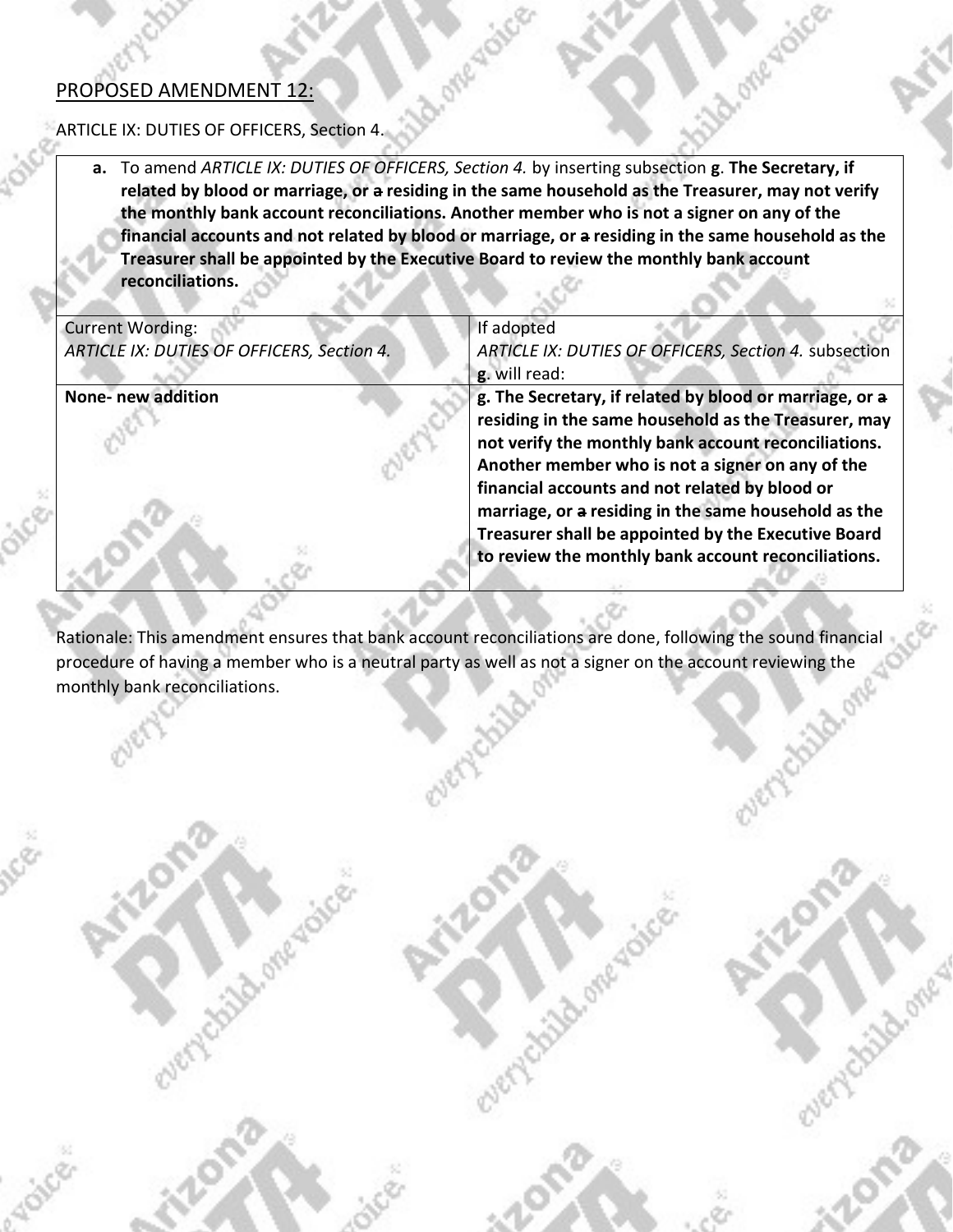PROPOSED AMENDMENT 12:

ARTICLE IX: DUTIES OF OFFICERS, Section 4.

**a.** To amend *ARTICLE IX: DUTIES OF OFFICERS, Section 4.* by inserting subsection **g**. **The Secretary, if related by blood or marriage, or ~~a~~ residing in the same household as the Treasurer, may not verify the monthly bank account reconciliations. Another member who is not a signer on any of the financial accounts and not related by blood or marriage, or ~~a~~ residing in the same household as the Treasurer shall be appointed by the Executive Board to review the monthly bank account reconciliations.**

| Current Wording: *ARTICLE IX: DUTIES OF OFFICERS, Section 4.* | If adopted *ARTICLE IX: DUTIES OF OFFICERS, Section 4.* subsection **g**. will read: |
|---|---|
| **None- new addition** | **g. The Secretary, if related by blood or marriage, or ~~a~~ residing in the same household as the Treasurer, may not verify the monthly bank account reconciliations. Another member who is not a signer on any of the financial accounts and not related by blood or marriage, or ~~a~~ residing in the same household as the Treasurer shall be appointed by the Executive Board to review the monthly bank account reconciliations.** |

Rationale: This amendment ensures that bank account reconciliations are done, following the sound financial procedure of having a member who is a neutral party as well as not a signer on the account reviewing the monthly bank reconciliations.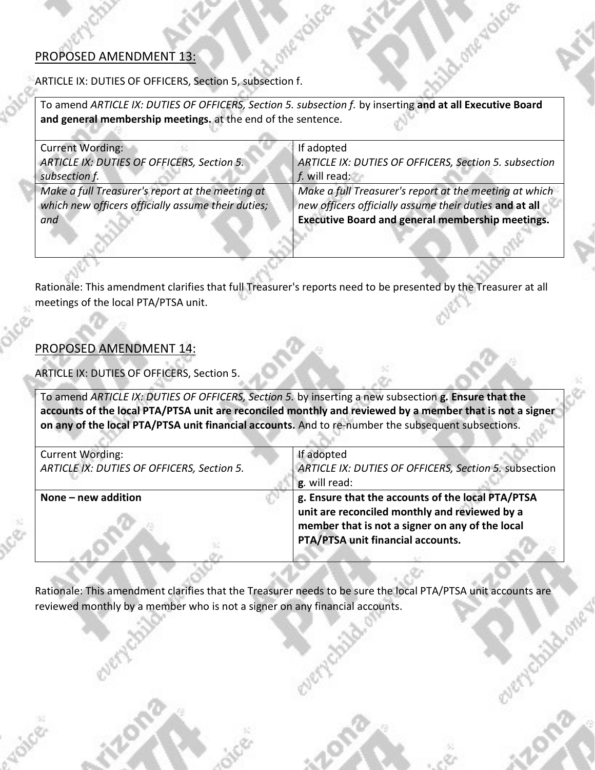## PROPOSED AMENDMENT 13:

ARTICLE IX: DUTIES OF OFFICERS, Section 5, subsection f.

| To amend *ARTICLE IX: DUTIES OF OFFICERS, Section 5. subsection f.* by inserting **and at all Executive Board and general membership meetings.** at the end of the sentence. | |
|---|---|
| Current Wording:<br>*ARTICLE IX: DUTIES OF OFFICERS, Section 5. subsection f.* | If adopted<br>*ARTICLE IX: DUTIES OF OFFICERS, Section 5. subsection f.* will read: |
| *Make a full Treasurer's report at the meeting at which new officers officially assume their duties; and* | *Make a full Treasurer's report at the meeting at which new officers officially assume their duties* **and at all Executive Board and general membership meetings.** |

Rationale: This amendment clarifies that full Treasurer's reports need to be presented by the Treasurer at all meetings of the local PTA/PTSA unit.

## PROPOSED AMENDMENT 14:

ARTICLE IX: DUTIES OF OFFICERS, Section 5.

| To amend *ARTICLE IX: DUTIES OF OFFICERS, Section 5.* by inserting a new subsection **g. Ensure that the accounts of the local PTA/PTSA unit are reconciled monthly and reviewed by a member that is not a signer on any of the local PTA/PTSA unit financial accounts.** And to re-number the subsequent subsections. | |
|---|---|
| Current Wording:<br>*ARTICLE IX: DUTIES OF OFFICERS, Section 5.* | If adopted<br>*ARTICLE IX: DUTIES OF OFFICERS, Section 5.* subsection **g**. will read: |
| **None – new addition** | **g. Ensure that the accounts of the local PTA/PTSA unit are reconciled monthly and reviewed by a member that is not a signer on any of the local PTA/PTSA unit financial accounts.** |

Rationale: This amendment clarifies that the Treasurer needs to be sure the local PTA/PTSA unit accounts are reviewed monthly by a member who is not a signer on any financial accounts.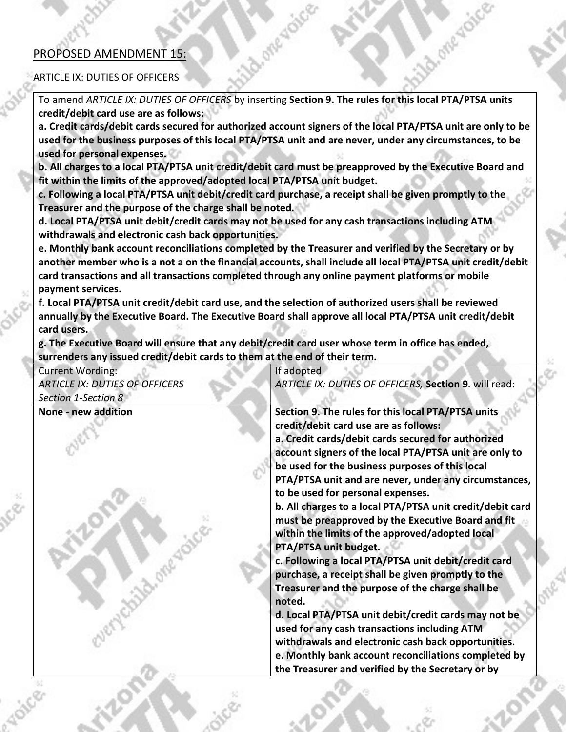PROPOSED AMENDMENT 15:

ARTICLE IX: DUTIES OF OFFICERS

| To amend *ARTICLE IX: DUTIES OF OFFICERS* by inserting **Section 9. The rules for this local PTA/PTSA units credit/debit card use are as follows:**<br>**a. Credit cards/debit cards secured for authorized account signers of the local PTA/PTSA unit are only to be used for the business purposes of this local PTA/PTSA unit and are never, under any circumstances, to be used for personal expenses.**<br>**b. All charges to a local PTA/PTSA unit credit/debit card must be preapproved by the Executive Board and fit within the limits of the approved/adopted local PTA/PTSA unit budget.**<br>**c. Following a local PTA/PTSA unit debit/credit card purchase, a receipt shall be given promptly to the Treasurer and the purpose of the charge shall be noted.**<br>**d. Local PTA/PTSA unit debit/credit cards may not be used for any cash transactions including ATM withdrawals and electronic cash back opportunities.**<br>**e. Monthly bank account reconciliations completed by the Treasurer and verified by the Secretary or by another member who is a not a on the financial accounts, shall include all local PTA/PTSA unit credit/debit card transactions and all transactions completed through any online payment platforms or mobile payment services.**<br>**f. Local PTA/PTSA unit credit/debit card use, and the selection of authorized users shall be reviewed annually by the Executive Board. The Executive Board shall approve all local PTA/PTSA unit credit/debit card users.**<br>**g. The Executive Board will ensure that any debit/credit card user whose term in office has ended, surrenders any issued credit/debit cards to them at the end of their term.** | |
|---|---|
| Current Wording:<br>*ARTICLE IX: DUTIES OF OFFICERS*<br>*Section 1-Section 8* | If adopted<br>*ARTICLE IX: DUTIES OF OFFICERS,* **Section 9**. will read: |
| **None - new addition** | **Section 9. The rules for this local PTA/PTSA units credit/debit card use are as follows:**<br>**a. Credit cards/debit cards secured for authorized account signers of the local PTA/PTSA unit are only to be used for the business purposes of this local PTA/PTSA unit and are never, under any circumstances, to be used for personal expenses.**<br>**b. All charges to a local PTA/PTSA unit credit/debit card must be preapproved by the Executive Board and fit within the limits of the approved/adopted local PTA/PTSA unit budget.**<br>**c. Following a local PTA/PTSA unit debit/credit card purchase, a receipt shall be given promptly to the Treasurer and the purpose of the charge shall be noted.**<br>**d. Local PTA/PTSA unit debit/credit cards may not be used for any cash transactions including ATM withdrawals and electronic cash back opportunities.**<br>**e. Monthly bank account reconciliations completed by the Treasurer and verified by the Secretary or by** |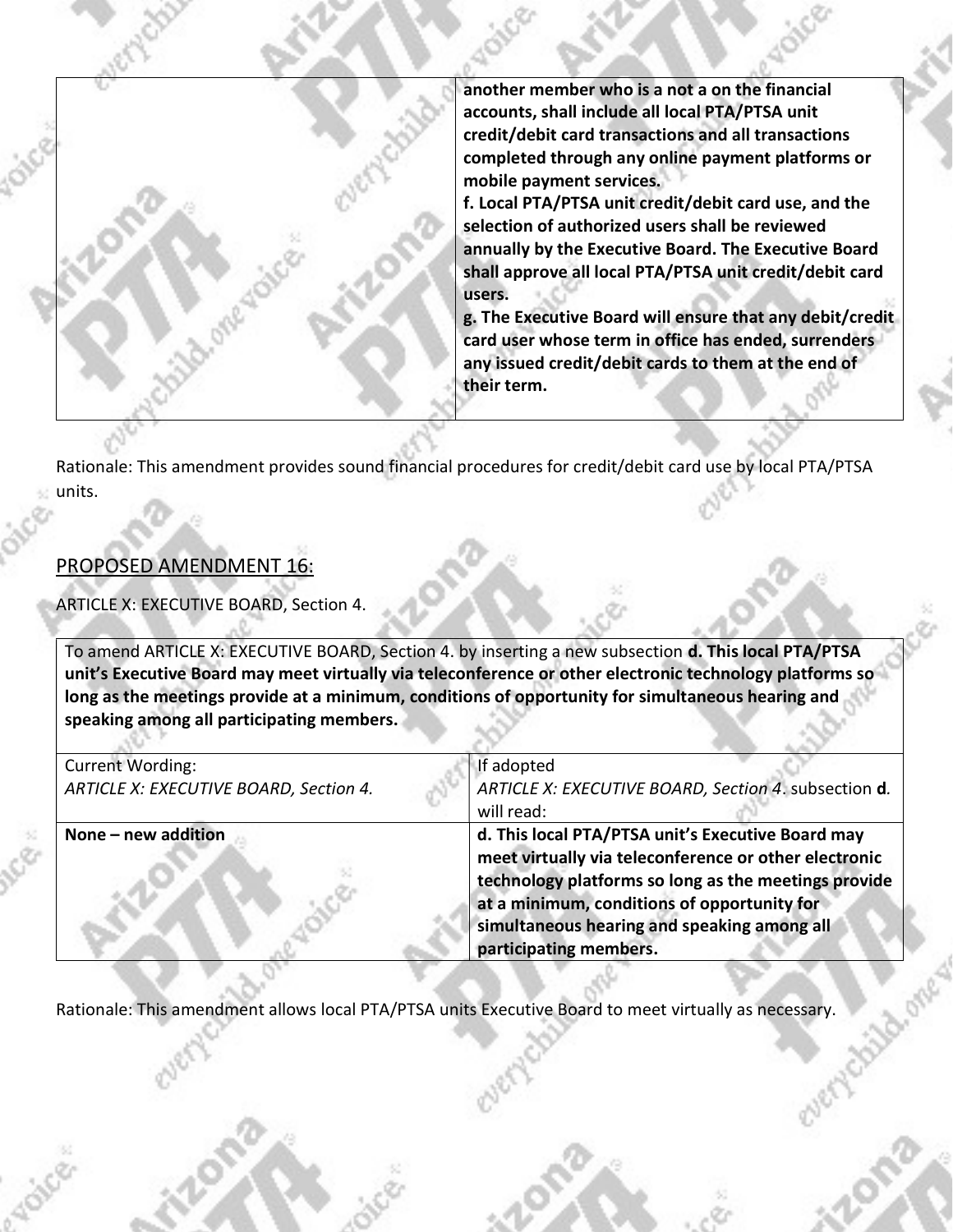| | |
|---|---|
| | **another member who is a not a on the financial accounts, shall include all local PTA/PTSA unit credit/debit card transactions and all transactions completed through any online payment platforms or mobile payment services.**<br>**f. Local PTA/PTSA unit credit/debit card use, and the selection of authorized users shall be reviewed annually by the Executive Board. The Executive Board shall approve all local PTA/PTSA unit credit/debit card users.**<br>**g. The Executive Board will ensure that any debit/credit card user whose term in office has ended, surrenders any issued credit/debit cards to them at the end of their term.** |

Rationale: This amendment provides sound financial procedures for credit/debit card use by local PTA/PTSA units.

## PROPOSED AMENDMENT 16:

ARTICLE X: EXECUTIVE BOARD, Section 4.

| To amend ARTICLE X: EXECUTIVE BOARD, Section 4. by inserting a new subsection **d. This local PTA/PTSA unit's Executive Board may meet virtually via teleconference or other electronic technology platforms so long as the meetings provide at a minimum, conditions of opportunity for simultaneous hearing and speaking among all participating members.** |
|---|

| Current Wording:<br>*ARTICLE X: EXECUTIVE BOARD, Section 4.* | If adopted<br>*ARTICLE X: EXECUTIVE BOARD, Section 4*. subsection **d**. will read: |
|---|---|
| **None – new addition** | **d. This local PTA/PTSA unit's Executive Board may meet virtually via teleconference or other electronic technology platforms so long as the meetings provide at a minimum, conditions of opportunity for simultaneous hearing and speaking among all participating members.** |

Rationale: This amendment allows local PTA/PTSA units Executive Board to meet virtually as necessary.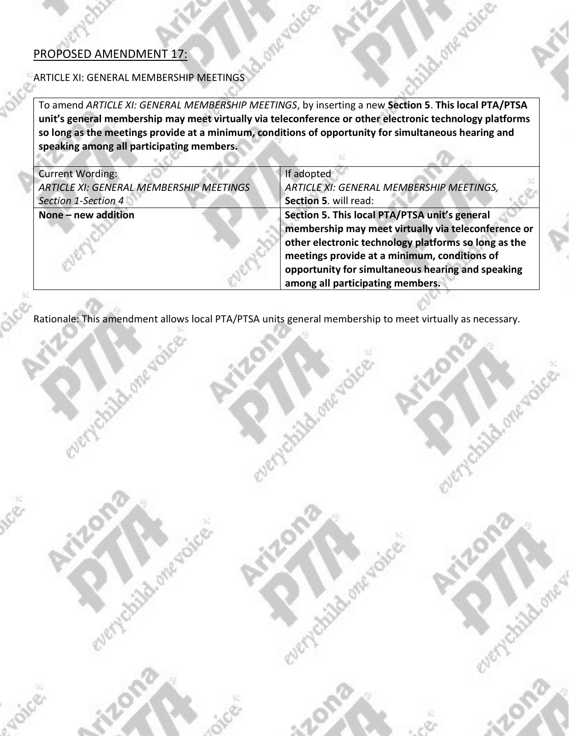## PROPOSED AMENDMENT 17:

ARTICLE XI: GENERAL MEMBERSHIP MEETINGS

| |
|---|
| To amend *ARTICLE XI: GENERAL MEMBERSHIP MEETINGS*, by inserting a new **Section 5**. **This local PTA/PTSA unit's general membership may meet virtually via teleconference or other electronic technology platforms so long as the meetings provide at a minimum, conditions of opportunity for simultaneous hearing and speaking among all participating members.** |

| Current Wording: *ARTICLE XI: GENERAL MEMBERSHIP MEETINGS Section 1-Section 4* | If adopted *ARTICLE XI: GENERAL MEMBERSHIP MEETINGS,* **Section 5**. will read: |
|---|---|
| **None – new addition** | **Section 5. This local PTA/PTSA unit's general membership may meet virtually via teleconference or other electronic technology platforms so long as the meetings provide at a minimum, conditions of opportunity for simultaneous hearing and speaking among all participating members.** |

Rationale: This amendment allows local PTA/PTSA units general membership to meet virtually as necessary.